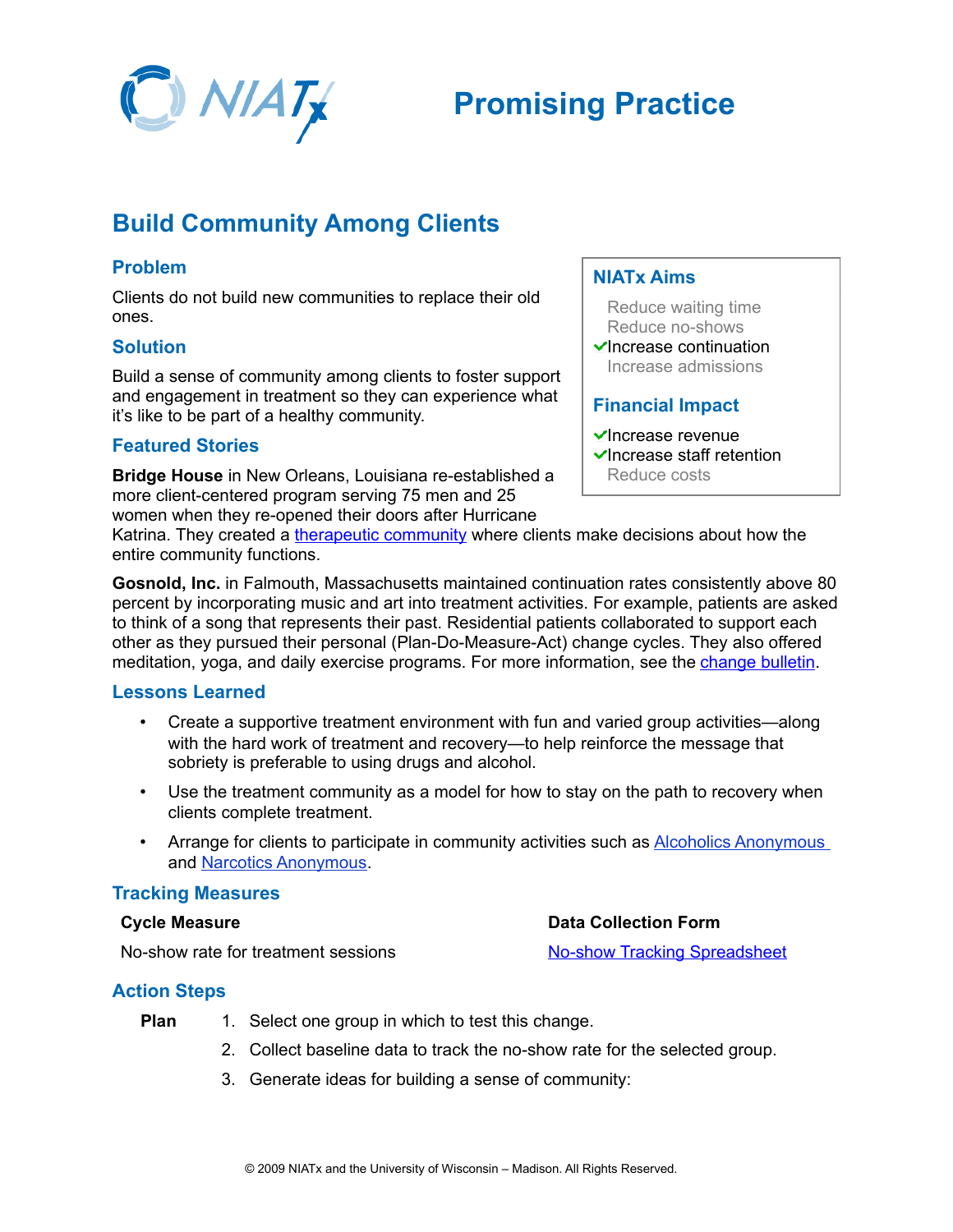# Promising Practice

## Build Community Among Clients

### Problem

Clients do not build new communities to replace their old ones.

### Solution

Build a sense of community among clients to foster support and engagement in treatment so they can experience what it's like to be part of a healthy community.

### NIATx Aims

- Reduce waiting time
- Reduce no-shows
- ✓ Increase continuation
- Increase admissions

### Financial Impact

- ✓ Increase revenue
- ✓ Increase staff retention
- Reduce costs

### Featured Stories

**Bridge House** in New Orleans, Louisiana re-established a more client-centered program serving 75 men and 25 women when they re-opened their doors after Hurricane Katrina. They created a therapeutic community where clients make decisions about how the entire community functions.

**Gosnold, Inc.** in Falmouth, Massachusetts maintained continuation rates consistently above 80 percent by incorporating music and art into treatment activities. For example, patients are asked to think of a song that represents their past. Residential patients collaborated to support each other as they pursued their personal (Plan-Do-Measure-Act) change cycles. They also offered meditation, yoga, and daily exercise programs. For more information, see the change bulletin.

### Lessons Learned

- Create a supportive treatment environment with fun and varied group activities—along with the hard work of treatment and recovery—to help reinforce the message that sobriety is preferable to using drugs and alcohol.
- Use the treatment community as a model for how to stay on the path to recovery when clients complete treatment.
- Arrange for clients to participate in community activities such as Alcoholics Anonymous and Narcotics Anonymous.

### Tracking Measures

| Cycle Measure | Data Collection Form |
|---|---|
| No-show rate for treatment sessions | No-show Tracking Spreadsheet |

### Action Steps

**Plan**

1. Select one group in which to test this change.
2. Collect baseline data to track the no-show rate for the selected group.
3. Generate ideas for building a sense of community: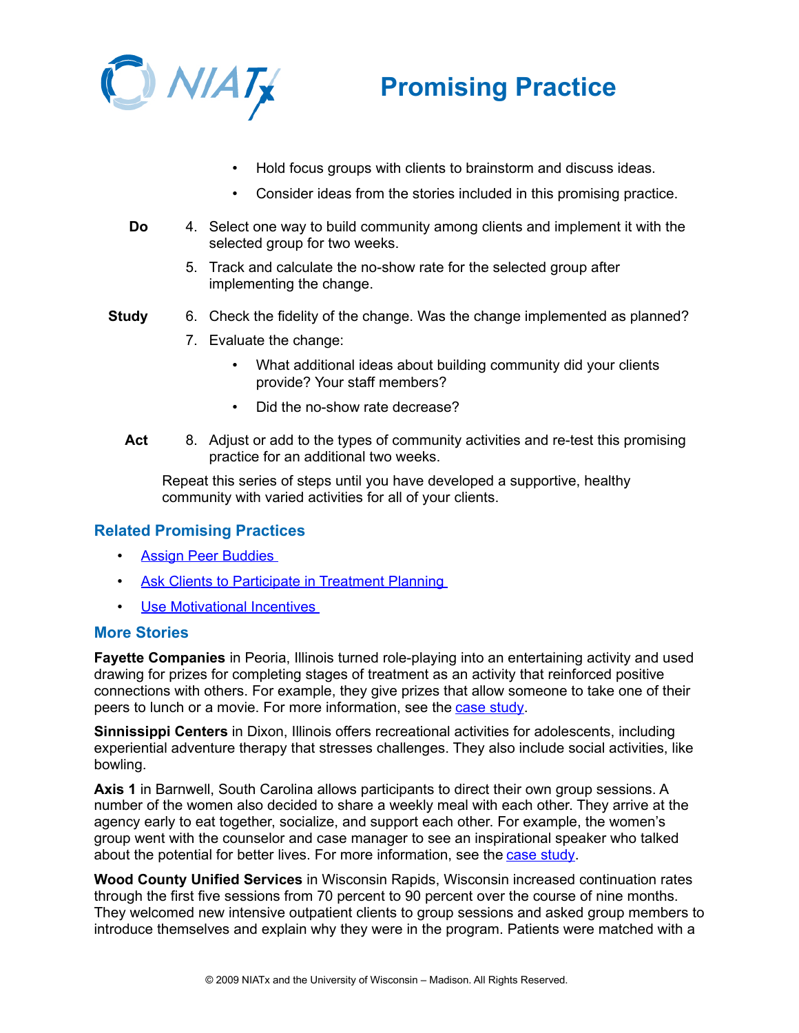- Hold focus groups with clients to brainstorm and discuss ideas.
- Consider ideas from the stories included in this promising practice.

**Do**

4. Select one way to build community among clients and implement it with the selected group for two weeks.
5. Track and calculate the no-show rate for the selected group after implementing the change.

**Study**

6. Check the fidelity of the change. Was the change implemented as planned?
7. Evaluate the change:
   - What additional ideas about building community did your clients provide? Your staff members?
   - Did the no-show rate decrease?

**Act**

8. Adjust or add to the types of community activities and re-test this promising practice for an additional two weeks.

Repeat this series of steps until you have developed a supportive, healthy community with varied activities for all of your clients.

## Related Promising Practices

- Assign Peer Buddies
- Ask Clients to Participate in Treatment Planning
- Use Motivational Incentives

## More Stories

**Fayette Companies** in Peoria, Illinois turned role-playing into an entertaining activity and used drawing for prizes for completing stages of treatment as an activity that reinforced positive connections with others. For example, they give prizes that allow someone to take one of their peers to lunch or a movie. For more information, see the case study.

**Sinnissippi Centers** in Dixon, Illinois offers recreational activities for adolescents, including experiential adventure therapy that stresses challenges. They also include social activities, like bowling.

**Axis 1** in Barnwell, South Carolina allows participants to direct their own group sessions. A number of the women also decided to share a weekly meal with each other. They arrive at the agency early to eat together, socialize, and support each other. For example, the women's group went with the counselor and case manager to see an inspirational speaker who talked about the potential for better lives. For more information, see the case study.

**Wood County Unified Services** in Wisconsin Rapids, Wisconsin increased continuation rates through the first five sessions from 70 percent to 90 percent over the course of nine months. They welcomed new intensive outpatient clients to group sessions and asked group members to introduce themselves and explain why they were in the program. Patients were matched with a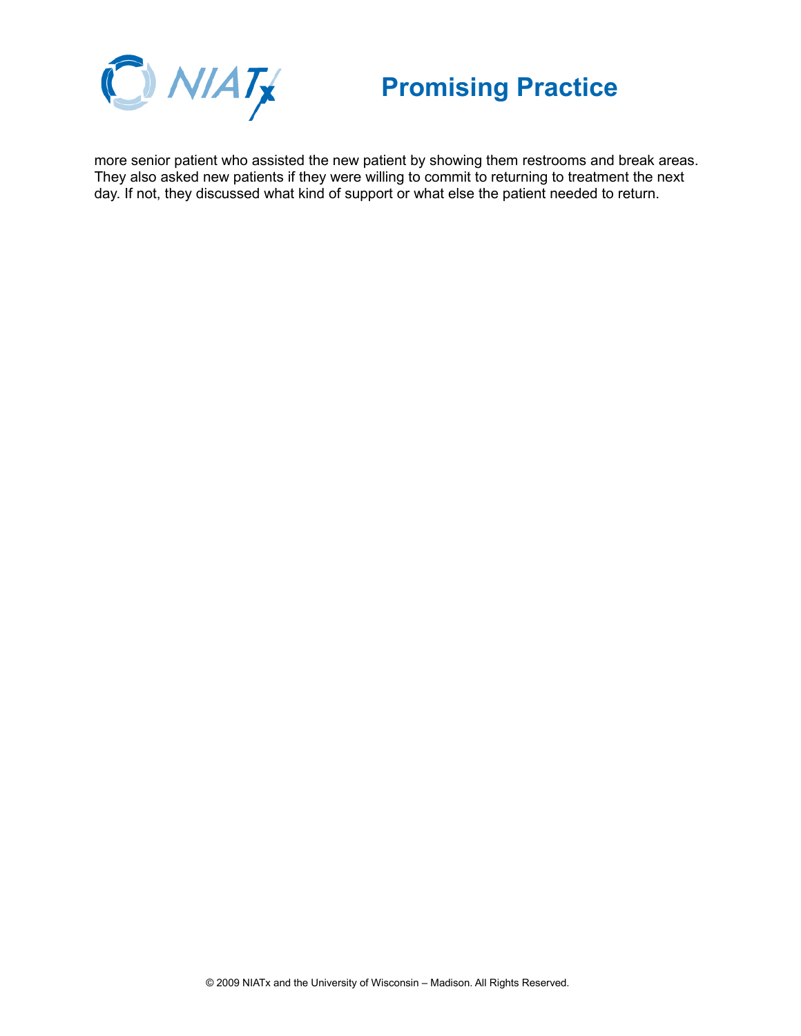more senior patient who assisted the new patient by showing them restrooms and break areas. They also asked new patients if they were willing to commit to returning to treatment the next day. If not, they discussed what kind of support or what else the patient needed to return.